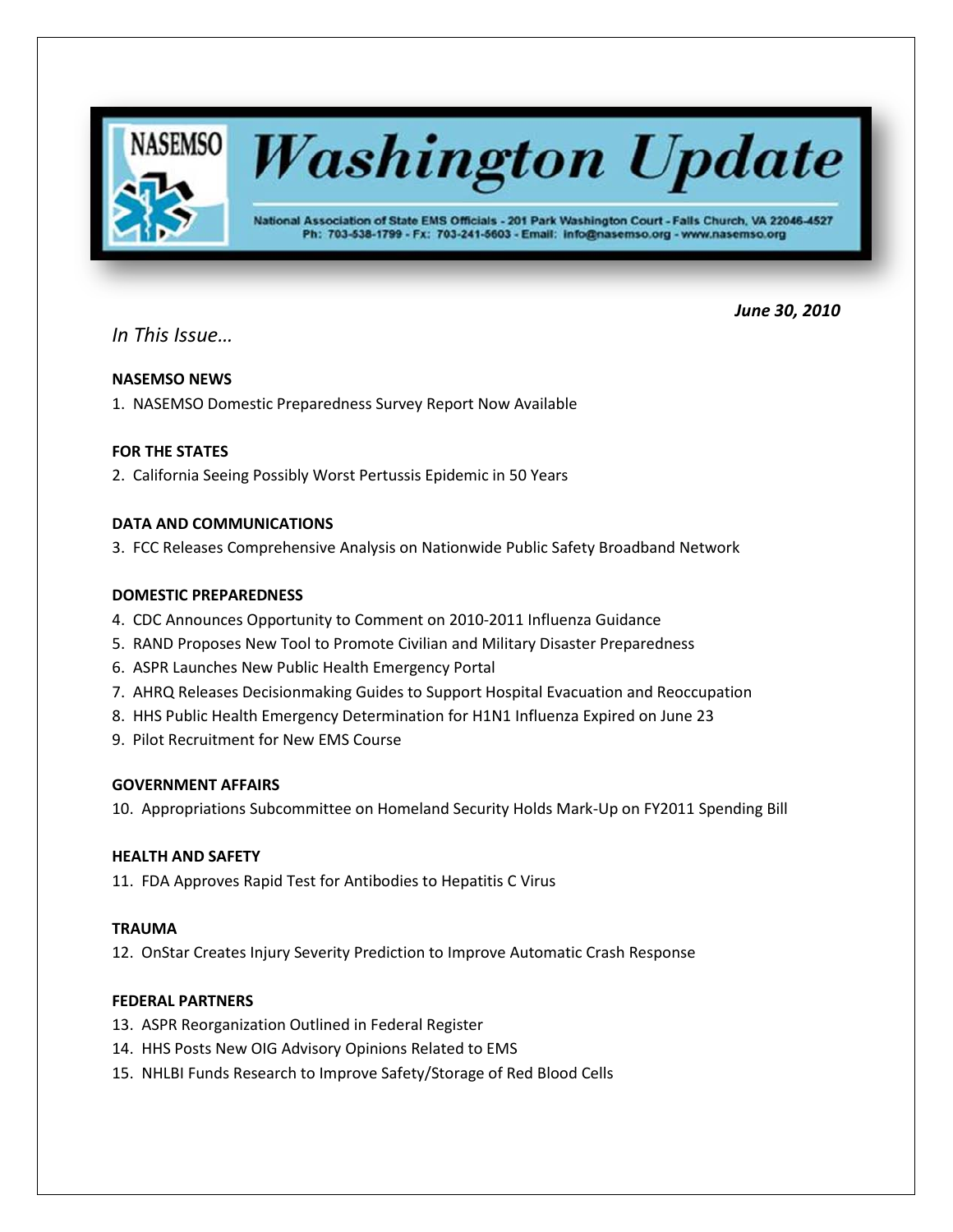# Washington Update

NASEMSO

National Association of State EMS Officials - 201 Park Washington Court - Falls Church, VA 22046-4527
Ph: 703-538-1799 - Fx: 703-241-5603 - Email: info@nasemso.org - www.nasemso.org

***June 30, 2010***

*In This Issue…*

**NASEMSO NEWS**

1. NASEMSO Domestic Preparedness Survey Report Now Available

**FOR THE STATES**

2. California Seeing Possibly Worst Pertussis Epidemic in 50 Years

**DATA AND COMMUNICATIONS**

3. FCC Releases Comprehensive Analysis on Nationwide Public Safety Broadband Network

**DOMESTIC PREPAREDNESS**

4. CDC Announces Opportunity to Comment on 2010-2011 Influenza Guidance
5. RAND Proposes New Tool to Promote Civilian and Military Disaster Preparedness
6. ASPR Launches New Public Health Emergency Portal
7. AHRQ Releases Decisionmaking Guides to Support Hospital Evacuation and Reoccupation
8. HHS Public Health Emergency Determination for H1N1 Influenza Expired on June 23
9. Pilot Recruitment for New EMS Course

**GOVERNMENT AFFAIRS**

10. Appropriations Subcommittee on Homeland Security Holds Mark-Up on FY2011 Spending Bill

**HEALTH AND SAFETY**

11. FDA Approves Rapid Test for Antibodies to Hepatitis C Virus

**TRAUMA**

12. OnStar Creates Injury Severity Prediction to Improve Automatic Crash Response

**FEDERAL PARTNERS**

13. ASPR Reorganization Outlined in Federal Register
14. HHS Posts New OIG Advisory Opinions Related to EMS
15. NHLBI Funds Research to Improve Safety/Storage of Red Blood Cells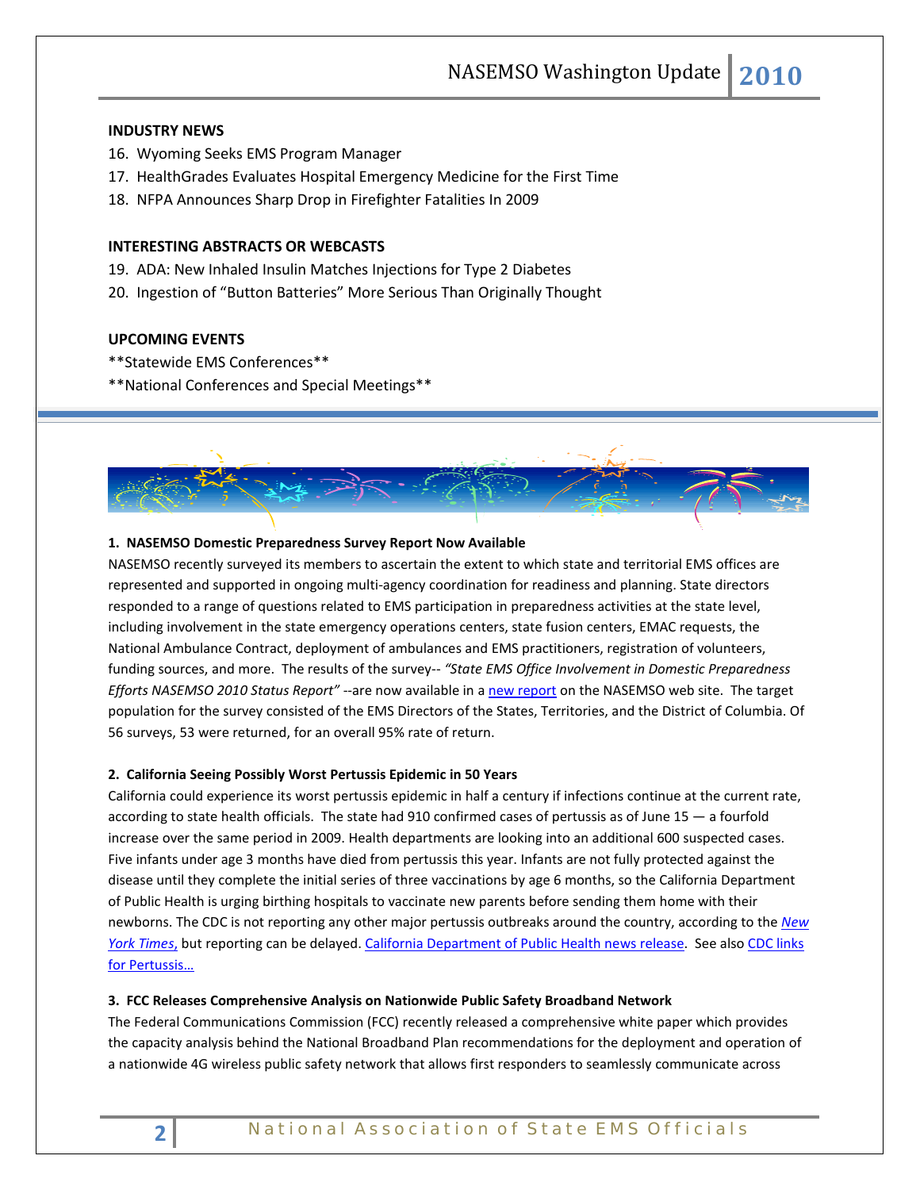**INDUSTRY NEWS**

16. Wyoming Seeks EMS Program Manager
17. HealthGrades Evaluates Hospital Emergency Medicine for the First Time
18. NFPA Announces Sharp Drop in Firefighter Fatalities In 2009

**INTERESTING ABSTRACTS OR WEBCASTS**

19. ADA: New Inhaled Insulin Matches Injections for Type 2 Diabetes
20. Ingestion of "Button Batteries" More Serious Than Originally Thought

**UPCOMING EVENTS**

**Statewide EMS Conferences**

**National Conferences and Special Meetings**

---

**1. NASEMSO Domestic Preparedness Survey Report Now Available**

NASEMSO recently surveyed its members to ascertain the extent to which state and territorial EMS offices are represented and supported in ongoing multi-agency coordination for readiness and planning. State directors responded to a range of questions related to EMS participation in preparedness activities at the state level, including involvement in the state emergency operations centers, state fusion centers, EMAC requests, the National Ambulance Contract, deployment of ambulances and EMS practitioners, registration of volunteers, funding sources, and more. The results of the survey-- *"State EMS Office Involvement in Domestic Preparedness Efforts NASEMSO 2010 Status Report"* --are now available in a new report on the NASEMSO web site. The target population for the survey consisted of the EMS Directors of the States, Territories, and the District of Columbia. Of 56 surveys, 53 were returned, for an overall 95% rate of return.

**2. California Seeing Possibly Worst Pertussis Epidemic in 50 Years**

California could experience its worst pertussis epidemic in half a century if infections continue at the current rate, according to state health officials. The state had 910 confirmed cases of pertussis as of June 15 — a fourfold increase over the same period in 2009. Health departments are looking into an additional 600 suspected cases. Five infants under age 3 months have died from pertussis this year. Infants are not fully protected against the disease until they complete the initial series of three vaccinations by age 6 months, so the California Department of Public Health is urging birthing hospitals to vaccinate new parents before sending them home with their newborns. The CDC is not reporting any other major pertussis outbreaks around the country, according to the *New York Times*, but reporting can be delayed. California Department of Public Health news release. See also CDC links for Pertussis…

**3. FCC Releases Comprehensive Analysis on Nationwide Public Safety Broadband Network**

The Federal Communications Commission (FCC) recently released a comprehensive white paper which provides the capacity analysis behind the National Broadband Plan recommendations for the deployment and operation of a nationwide 4G wireless public safety network that allows first responders to seamlessly communicate across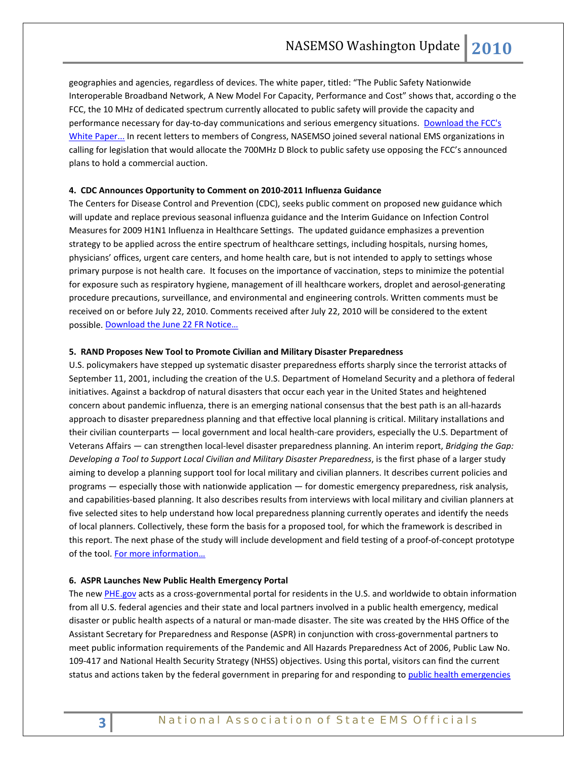geographies and agencies, regardless of devices. The white paper, titled: "The Public Safety Nationwide Interoperable Broadband Network, A New Model For Capacity, Performance and Cost" shows that, according o the FCC, the 10 MHz of dedicated spectrum currently allocated to public safety will provide the capacity and performance necessary for day-to-day communications and serious emergency situations. [Download the FCC's White Paper...]() In recent letters to members of Congress, NASEMSO joined several national EMS organizations in calling for legislation that would allocate the 700MHz D Block to public safety use opposing the FCC's announced plans to hold a commercial auction.

**4. CDC Announces Opportunity to Comment on 2010-2011 Influenza Guidance**

The Centers for Disease Control and Prevention (CDC), seeks public comment on proposed new guidance which will update and replace previous seasonal influenza guidance and the Interim Guidance on Infection Control Measures for 2009 H1N1 Influenza in Healthcare Settings. The updated guidance emphasizes a prevention strategy to be applied across the entire spectrum of healthcare settings, including hospitals, nursing homes, physicians' offices, urgent care centers, and home health care, but is not intended to apply to settings whose primary purpose is not health care. It focuses on the importance of vaccination, steps to minimize the potential for exposure such as respiratory hygiene, management of ill healthcare workers, droplet and aerosol-generating procedure precautions, surveillance, and environmental and engineering controls. Written comments must be received on or before July 22, 2010. Comments received after July 22, 2010 will be considered to the extent possible. [Download the June 22 FR Notice…]()

**5. RAND Proposes New Tool to Promote Civilian and Military Disaster Preparedness**

U.S. policymakers have stepped up systematic disaster preparedness efforts sharply since the terrorist attacks of September 11, 2001, including the creation of the U.S. Department of Homeland Security and a plethora of federal initiatives. Against a backdrop of natural disasters that occur each year in the United States and heightened concern about pandemic influenza, there is an emerging national consensus that the best path is an all-hazards approach to disaster preparedness planning and that effective local planning is critical. Military installations and their civilian counterparts — local government and local health-care providers, especially the U.S. Department of Veterans Affairs — can strengthen local-level disaster preparedness planning. An interim report, *Bridging the Gap: Developing a Tool to Support Local Civilian and Military Disaster Preparedness*, is the first phase of a larger study aiming to develop a planning support tool for local military and civilian planners. It describes current policies and programs — especially those with nationwide application — for domestic emergency preparedness, risk analysis, and capabilities-based planning. It also describes results from interviews with local military and civilian planners at five selected sites to help understand how local preparedness planning currently operates and identify the needs of local planners. Collectively, these form the basis for a proposed tool, for which the framework is described in this report. The next phase of the study will include development and field testing of a proof-of-concept prototype of the tool. [For more information…]()

**6. ASPR Launches New Public Health Emergency Portal**

The new [PHE.gov]() acts as a cross-governmental portal for residents in the U.S. and worldwide to obtain information from all U.S. federal agencies and their state and local partners involved in a public health emergency, medical disaster or public health aspects of a natural or man-made disaster. The site was created by the HHS Office of the Assistant Secretary for Preparedness and Response (ASPR) in conjunction with cross-governmental partners to meet public information requirements of the Pandemic and All Hazards Preparedness Act of 2006, Public Law No. 109-417 and National Health Security Strategy (NHSS) objectives. Using this portal, visitors can find the current status and actions taken by the federal government in preparing for and responding to [public health emergencies]()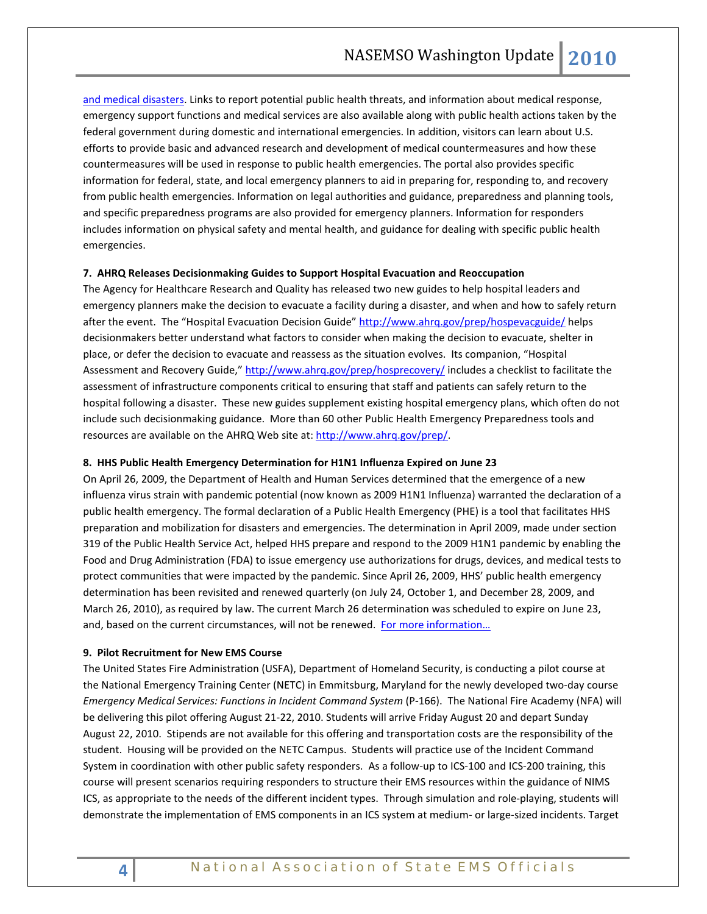and medical disasters. Links to report potential public health threats, and information about medical response, emergency support functions and medical services are also available along with public health actions taken by the federal government during domestic and international emergencies. In addition, visitors can learn about U.S. efforts to provide basic and advanced research and development of medical countermeasures and how these countermeasures will be used in response to public health emergencies. The portal also provides specific information for federal, state, and local emergency planners to aid in preparing for, responding to, and recovery from public health emergencies. Information on legal authorities and guidance, preparedness and planning tools, and specific preparedness programs are also provided for emergency planners. Information for responders includes information on physical safety and mental health, and guidance for dealing with specific public health emergencies.

**7. AHRQ Releases Decisionmaking Guides to Support Hospital Evacuation and Reoccupation**

The Agency for Healthcare Research and Quality has released two new guides to help hospital leaders and emergency planners make the decision to evacuate a facility during a disaster, and when and how to safely return after the event. The "Hospital Evacuation Decision Guide" http://www.ahrq.gov/prep/hospevacguide/ helps decisionmakers better understand what factors to consider when making the decision to evacuate, shelter in place, or defer the decision to evacuate and reassess as the situation evolves. Its companion, "Hospital Assessment and Recovery Guide," http://www.ahrq.gov/prep/hosprecovery/ includes a checklist to facilitate the assessment of infrastructure components critical to ensuring that staff and patients can safely return to the hospital following a disaster. These new guides supplement existing hospital emergency plans, which often do not include such decisionmaking guidance. More than 60 other Public Health Emergency Preparedness tools and resources are available on the AHRQ Web site at: http://www.ahrq.gov/prep/.

**8. HHS Public Health Emergency Determination for H1N1 Influenza Expired on June 23**

On April 26, 2009, the Department of Health and Human Services determined that the emergence of a new influenza virus strain with pandemic potential (now known as 2009 H1N1 Influenza) warranted the declaration of a public health emergency. The formal declaration of a Public Health Emergency (PHE) is a tool that facilitates HHS preparation and mobilization for disasters and emergencies. The determination in April 2009, made under section 319 of the Public Health Service Act, helped HHS prepare and respond to the 2009 H1N1 pandemic by enabling the Food and Drug Administration (FDA) to issue emergency use authorizations for drugs, devices, and medical tests to protect communities that were impacted by the pandemic. Since April 26, 2009, HHS' public health emergency determination has been revisited and renewed quarterly (on July 24, October 1, and December 28, 2009, and March 26, 2010), as required by law. The current March 26 determination was scheduled to expire on June 23, and, based on the current circumstances, will not be renewed. For more information…

**9. Pilot Recruitment for New EMS Course**

The United States Fire Administration (USFA), Department of Homeland Security, is conducting a pilot course at the National Emergency Training Center (NETC) in Emmitsburg, Maryland for the newly developed two-day course *Emergency Medical Services: Functions in Incident Command System* (P-166). The National Fire Academy (NFA) will be delivering this pilot offering August 21-22, 2010. Students will arrive Friday August 20 and depart Sunday August 22, 2010. Stipends are not available for this offering and transportation costs are the responsibility of the student. Housing will be provided on the NETC Campus. Students will practice use of the Incident Command System in coordination with other public safety responders. As a follow-up to ICS-100 and ICS-200 training, this course will present scenarios requiring responders to structure their EMS resources within the guidance of NIMS ICS, as appropriate to the needs of the different incident types. Through simulation and role-playing, students will demonstrate the implementation of EMS components in an ICS system at medium- or large-sized incidents. Target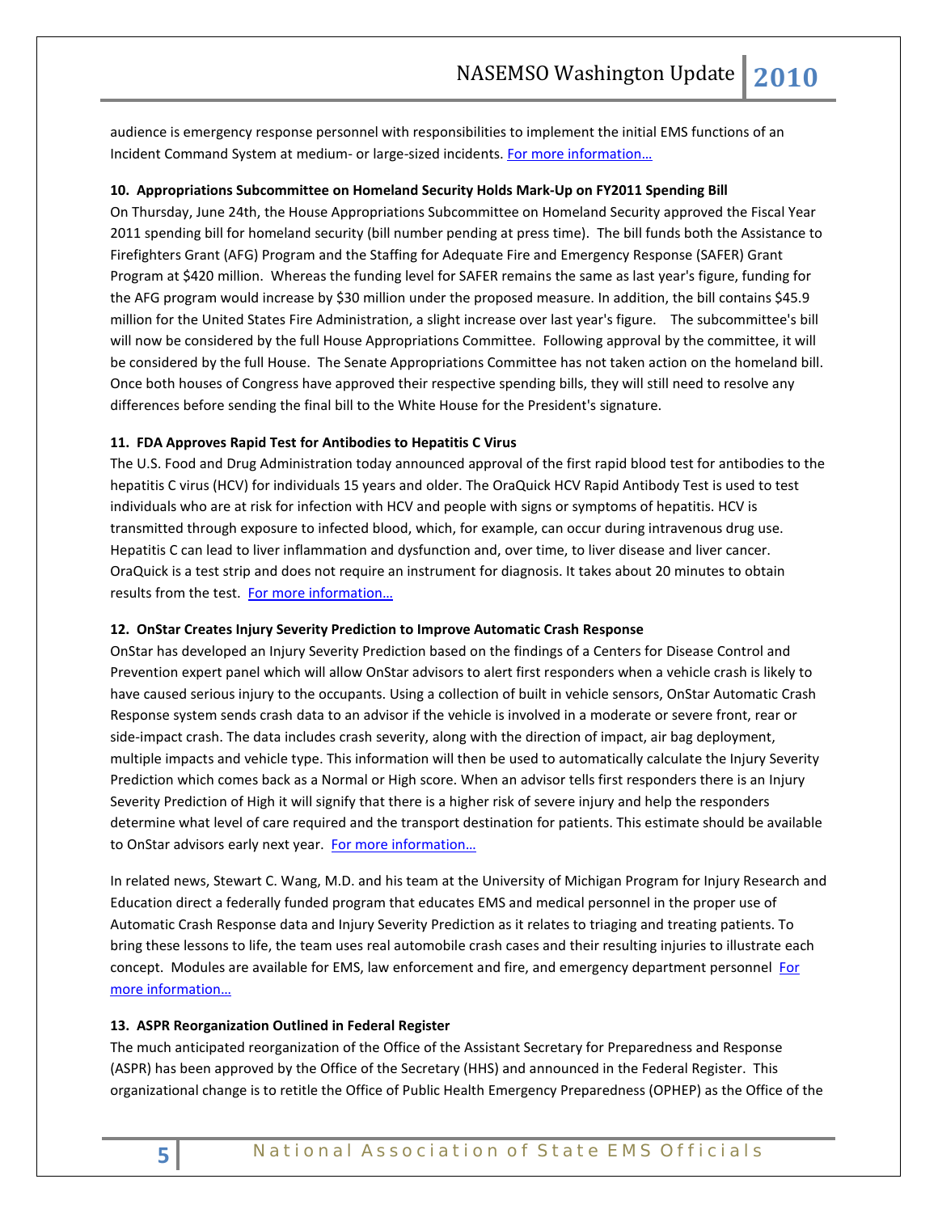audience is emergency response personnel with responsibilities to implement the initial EMS functions of an Incident Command System at medium- or large-sized incidents. For more information…

**10. Appropriations Subcommittee on Homeland Security Holds Mark-Up on FY2011 Spending Bill**

On Thursday, June 24th, the House Appropriations Subcommittee on Homeland Security approved the Fiscal Year 2011 spending bill for homeland security (bill number pending at press time). The bill funds both the Assistance to Firefighters Grant (AFG) Program and the Staffing for Adequate Fire and Emergency Response (SAFER) Grant Program at $420 million. Whereas the funding level for SAFER remains the same as last year's figure, funding for the AFG program would increase by $30 million under the proposed measure. In addition, the bill contains $45.9 million for the United States Fire Administration, a slight increase over last year's figure. The subcommittee's bill will now be considered by the full House Appropriations Committee. Following approval by the committee, it will be considered by the full House. The Senate Appropriations Committee has not taken action on the homeland bill. Once both houses of Congress have approved their respective spending bills, they will still need to resolve any differences before sending the final bill to the White House for the President's signature.

**11. FDA Approves Rapid Test for Antibodies to Hepatitis C Virus**

The U.S. Food and Drug Administration today announced approval of the first rapid blood test for antibodies to the hepatitis C virus (HCV) for individuals 15 years and older. The OraQuick HCV Rapid Antibody Test is used to test individuals who are at risk for infection with HCV and people with signs or symptoms of hepatitis. HCV is transmitted through exposure to infected blood, which, for example, can occur during intravenous drug use. Hepatitis C can lead to liver inflammation and dysfunction and, over time, to liver disease and liver cancer. OraQuick is a test strip and does not require an instrument for diagnosis. It takes about 20 minutes to obtain results from the test. For more information…

**12. OnStar Creates Injury Severity Prediction to Improve Automatic Crash Response**

OnStar has developed an Injury Severity Prediction based on the findings of a Centers for Disease Control and Prevention expert panel which will allow OnStar advisors to alert first responders when a vehicle crash is likely to have caused serious injury to the occupants. Using a collection of built in vehicle sensors, OnStar Automatic Crash Response system sends crash data to an advisor if the vehicle is involved in a moderate or severe front, rear or side-impact crash. The data includes crash severity, along with the direction of impact, air bag deployment, multiple impacts and vehicle type. This information will then be used to automatically calculate the Injury Severity Prediction which comes back as a Normal or High score. When an advisor tells first responders there is an Injury Severity Prediction of High it will signify that there is a higher risk of severe injury and help the responders determine what level of care required and the transport destination for patients. This estimate should be available to OnStar advisors early next year. For more information…

In related news, Stewart C. Wang, M.D. and his team at the University of Michigan Program for Injury Research and Education direct a federally funded program that educates EMS and medical personnel in the proper use of Automatic Crash Response data and Injury Severity Prediction as it relates to triaging and treating patients. To bring these lessons to life, the team uses real automobile crash cases and their resulting injuries to illustrate each concept. Modules are available for EMS, law enforcement and fire, and emergency department personnel For more information…

**13. ASPR Reorganization Outlined in Federal Register**

The much anticipated reorganization of the Office of the Assistant Secretary for Preparedness and Response (ASPR) has been approved by the Office of the Secretary (HHS) and announced in the Federal Register. This organizational change is to retitle the Office of Public Health Emergency Preparedness (OPHEP) as the Office of the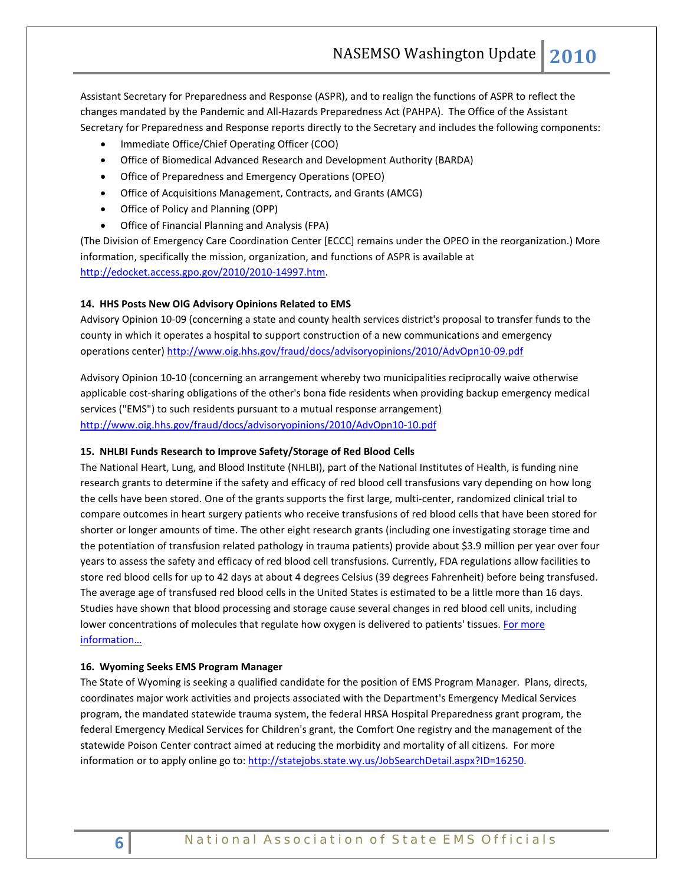Assistant Secretary for Preparedness and Response (ASPR), and to realign the functions of ASPR to reflect the changes mandated by the Pandemic and All-Hazards Preparedness Act (PAHPA). The Office of the Assistant Secretary for Preparedness and Response reports directly to the Secretary and includes the following components:

- Immediate Office/Chief Operating Officer (COO)
- Office of Biomedical Advanced Research and Development Authority (BARDA)
- Office of Preparedness and Emergency Operations (OPEO)
- Office of Acquisitions Management, Contracts, and Grants (AMCG)
- Office of Policy and Planning (OPP)
- Office of Financial Planning and Analysis (FPA)

(The Division of Emergency Care Coordination Center [ECCC] remains under the OPEO in the reorganization.) More information, specifically the mission, organization, and functions of ASPR is available at http://edocket.access.gpo.gov/2010/2010-14997.htm.

**14. HHS Posts New OIG Advisory Opinions Related to EMS**

Advisory Opinion 10-09 (concerning a state and county health services district's proposal to transfer funds to the county in which it operates a hospital to support construction of a new communications and emergency operations center) http://www.oig.hhs.gov/fraud/docs/advisoryopinions/2010/AdvOpn10-09.pdf

Advisory Opinion 10-10 (concerning an arrangement whereby two municipalities reciprocally waive otherwise applicable cost-sharing obligations of the other's bona fide residents when providing backup emergency medical services ("EMS") to such residents pursuant to a mutual response arrangement) http://www.oig.hhs.gov/fraud/docs/advisoryopinions/2010/AdvOpn10-10.pdf

**15. NHLBI Funds Research to Improve Safety/Storage of Red Blood Cells**

The National Heart, Lung, and Blood Institute (NHLBI), part of the National Institutes of Health, is funding nine research grants to determine if the safety and efficacy of red blood cell transfusions vary depending on how long the cells have been stored. One of the grants supports the first large, multi-center, randomized clinical trial to compare outcomes in heart surgery patients who receive transfusions of red blood cells that have been stored for shorter or longer amounts of time. The other eight research grants (including one investigating storage time and the potentiation of transfusion related pathology in trauma patients) provide about $3.9 million per year over four years to assess the safety and efficacy of red blood cell transfusions. Currently, FDA regulations allow facilities to store red blood cells for up to 42 days at about 4 degrees Celsius (39 degrees Fahrenheit) before being transfused. The average age of transfused red blood cells in the United States is estimated to be a little more than 16 days. Studies have shown that blood processing and storage cause several changes in red blood cell units, including lower concentrations of molecules that regulate how oxygen is delivered to patients' tissues. For more information…

**16. Wyoming Seeks EMS Program Manager**

The State of Wyoming is seeking a qualified candidate for the position of EMS Program Manager. Plans, directs, coordinates major work activities and projects associated with the Department's Emergency Medical Services program, the mandated statewide trauma system, the federal HRSA Hospital Preparedness grant program, the federal Emergency Medical Services for Children's grant, the Comfort One registry and the management of the statewide Poison Center contract aimed at reducing the morbidity and mortality of all citizens. For more information or to apply online go to: http://statejobs.state.wy.us/JobSearchDetail.aspx?ID=16250.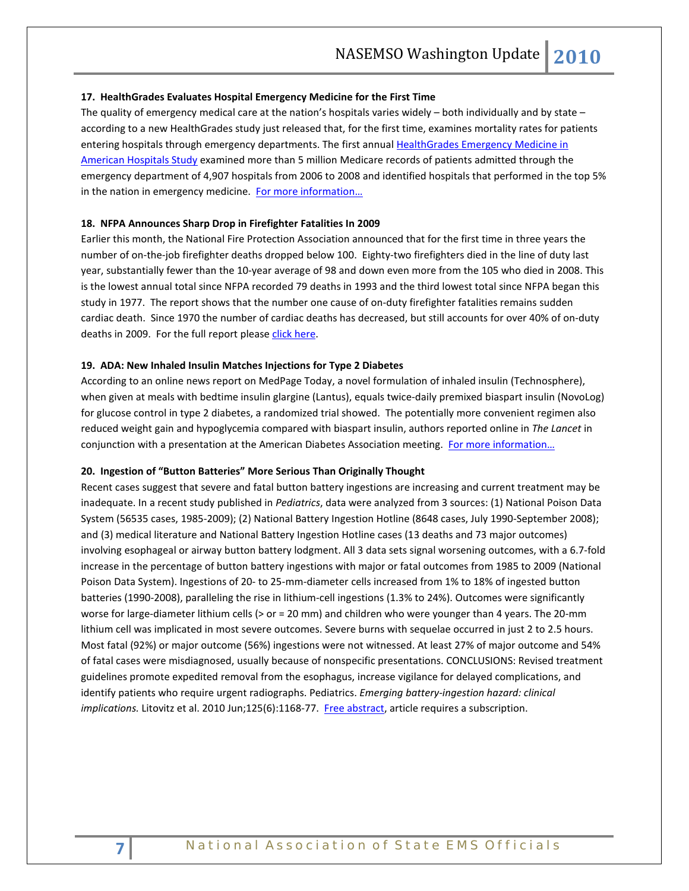**17. HealthGrades Evaluates Hospital Emergency Medicine for the First Time**

The quality of emergency medical care at the nation's hospitals varies widely – both individually and by state – according to a new HealthGrades study just released that, for the first time, examines mortality rates for patients entering hospitals through emergency departments. The first annual HealthGrades Emergency Medicine in American Hospitals Study examined more than 5 million Medicare records of patients admitted through the emergency department of 4,907 hospitals from 2006 to 2008 and identified hospitals that performed in the top 5% in the nation in emergency medicine. For more information…

**18. NFPA Announces Sharp Drop in Firefighter Fatalities In 2009**

Earlier this month, the National Fire Protection Association announced that for the first time in three years the number of on-the-job firefighter deaths dropped below 100. Eighty-two firefighters died in the line of duty last year, substantially fewer than the 10-year average of 98 and down even more from the 105 who died in 2008. This is the lowest annual total since NFPA recorded 79 deaths in 1993 and the third lowest total since NFPA began this study in 1977. The report shows that the number one cause of on-duty firefighter fatalities remains sudden cardiac death. Since 1970 the number of cardiac deaths has decreased, but still accounts for over 40% of on-duty deaths in 2009. For the full report please click here.

**19. ADA: New Inhaled Insulin Matches Injections for Type 2 Diabetes**

According to an online news report on MedPage Today, a novel formulation of inhaled insulin (Technosphere), when given at meals with bedtime insulin glargine (Lantus), equals twice-daily premixed biaspart insulin (NovoLog) for glucose control in type 2 diabetes, a randomized trial showed. The potentially more convenient regimen also reduced weight gain and hypoglycemia compared with biaspart insulin, authors reported online in *The Lancet* in conjunction with a presentation at the American Diabetes Association meeting. For more information…

**20. Ingestion of "Button Batteries" More Serious Than Originally Thought**

Recent cases suggest that severe and fatal button battery ingestions are increasing and current treatment may be inadequate. In a recent study published in *Pediatrics*, data were analyzed from 3 sources: (1) National Poison Data System (56535 cases, 1985-2009); (2) National Battery Ingestion Hotline (8648 cases, July 1990-September 2008); and (3) medical literature and National Battery Ingestion Hotline cases (13 deaths and 73 major outcomes) involving esophageal or airway button battery lodgment. All 3 data sets signal worsening outcomes, with a 6.7-fold increase in the percentage of button battery ingestions with major or fatal outcomes from 1985 to 2009 (National Poison Data System). Ingestions of 20- to 25-mm-diameter cells increased from 1% to 18% of ingested button batteries (1990-2008), paralleling the rise in lithium-cell ingestions (1.3% to 24%). Outcomes were significantly worse for large-diameter lithium cells (> or = 20 mm) and children who were younger than 4 years. The 20-mm lithium cell was implicated in most severe outcomes. Severe burns with sequelae occurred in just 2 to 2.5 hours. Most fatal (92%) or major outcome (56%) ingestions were not witnessed. At least 27% of major outcome and 54% of fatal cases were misdiagnosed, usually because of nonspecific presentations. CONCLUSIONS: Revised treatment guidelines promote expedited removal from the esophagus, increase vigilance for delayed complications, and identify patients who require urgent radiographs. Pediatrics. *Emerging battery-ingestion hazard: clinical implications.* Litovitz et al. 2010 Jun;125(6):1168-77. Free abstract, article requires a subscription.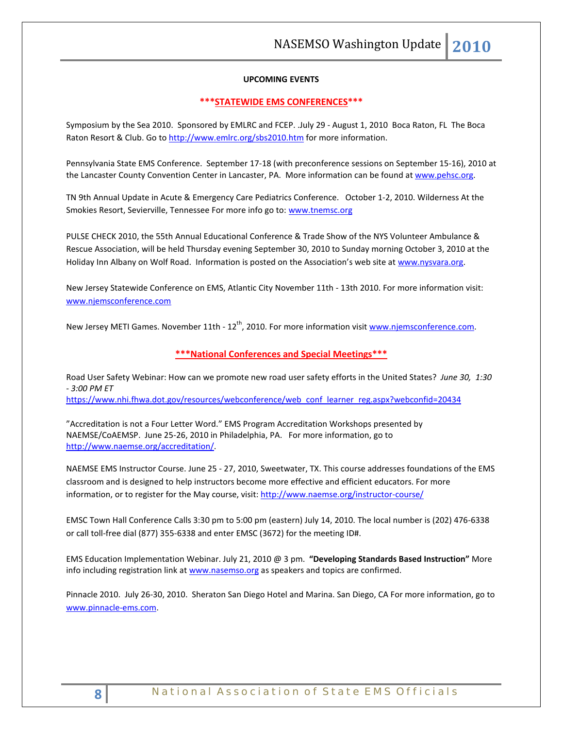**UPCOMING EVENTS**

**\*\*\*STATEWIDE EMS CONFERENCES\*\*\***

Symposium by the Sea 2010. Sponsored by EMLRC and FCEP. .July 29 - August 1, 2010 Boca Raton, FL The Boca Raton Resort & Club. Go to http://www.emlrc.org/sbs2010.htm for more information.

Pennsylvania State EMS Conference. September 17-18 (with preconference sessions on September 15-16), 2010 at the Lancaster County Convention Center in Lancaster, PA. More information can be found at www.pehsc.org.

TN 9th Annual Update in Acute & Emergency Care Pediatrics Conference. October 1-2, 2010. Wilderness At the Smokies Resort, Sevierville, Tennessee For more info go to: www.tnemsc.org

PULSE CHECK 2010, the 55th Annual Educational Conference & Trade Show of the NYS Volunteer Ambulance & Rescue Association, will be held Thursday evening September 30, 2010 to Sunday morning October 3, 2010 at the Holiday Inn Albany on Wolf Road. Information is posted on the Association's web site at www.nysvara.org.

New Jersey Statewide Conference on EMS, Atlantic City November 11th - 13th 2010. For more information visit: www.njemsconference.com

New Jersey METI Games. November 11th - 12th, 2010. For more information visit www.njemsconference.com.

**\*\*\*National Conferences and Special Meetings\*\*\***

Road User Safety Webinar: How can we promote new road user safety efforts in the United States? *June 30, 1:30 - 3:00 PM ET*
https://www.nhi.fhwa.dot.gov/resources/webconference/web_conf_learner_reg.aspx?webconfid=20434

"Accreditation is not a Four Letter Word." EMS Program Accreditation Workshops presented by NAEMSE/CoAEMSP. June 25-26, 2010 in Philadelphia, PA. For more information, go to http://www.naemse.org/accreditation/.

NAEMSE EMS Instructor Course. June 25 - 27, 2010, Sweetwater, TX. This course addresses foundations of the EMS classroom and is designed to help instructors become more effective and efficient educators. For more information, or to register for the May course, visit: http://www.naemse.org/instructor-course/

EMSC Town Hall Conference Calls 3:30 pm to 5:00 pm (eastern) July 14, 2010. The local number is (202) 476-6338 or call toll-free dial (877) 355-6338 and enter EMSC (3672) for the meeting ID#.

EMS Education Implementation Webinar. July 21, 2010 @ 3 pm. **"Developing Standards Based Instruction"** More info including registration link at www.nasemso.org as speakers and topics are confirmed.

Pinnacle 2010. July 26-30, 2010. Sheraton San Diego Hotel and Marina. San Diego, CA For more information, go to www.pinnacle-ems.com.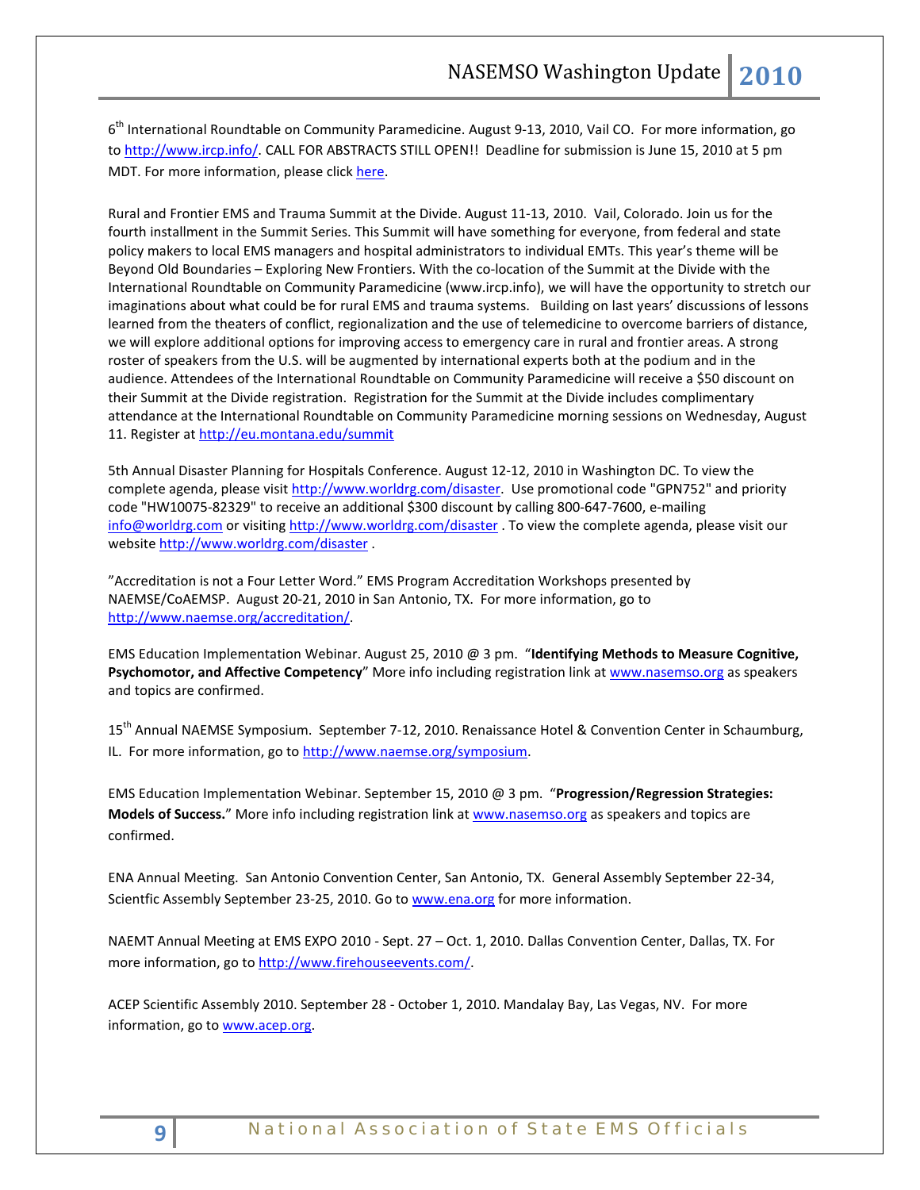6th International Roundtable on Community Paramedicine. August 9-13, 2010, Vail CO. For more information, go to http://www.ircp.info/. CALL FOR ABSTRACTS STILL OPEN!! Deadline for submission is June 15, 2010 at 5 pm MDT. For more information, please click here.

Rural and Frontier EMS and Trauma Summit at the Divide. August 11-13, 2010. Vail, Colorado. Join us for the fourth installment in the Summit Series. This Summit will have something for everyone, from federal and state policy makers to local EMS managers and hospital administrators to individual EMTs. This year's theme will be Beyond Old Boundaries – Exploring New Frontiers. With the co-location of the Summit at the Divide with the International Roundtable on Community Paramedicine (www.ircp.info), we will have the opportunity to stretch our imaginations about what could be for rural EMS and trauma systems. Building on last years' discussions of lessons learned from the theaters of conflict, regionalization and the use of telemedicine to overcome barriers of distance, we will explore additional options for improving access to emergency care in rural and frontier areas. A strong roster of speakers from the U.S. will be augmented by international experts both at the podium and in the audience. Attendees of the International Roundtable on Community Paramedicine will receive a $50 discount on their Summit at the Divide registration. Registration for the Summit at the Divide includes complimentary attendance at the International Roundtable on Community Paramedicine morning sessions on Wednesday, August 11. Register at http://eu.montana.edu/summit

5th Annual Disaster Planning for Hospitals Conference. August 12-12, 2010 in Washington DC. To view the complete agenda, please visit http://www.worldrg.com/disaster. Use promotional code "GPN752" and priority code "HW10075-82329" to receive an additional $300 discount by calling 800-647-7600, e-mailing info@worldrg.com or visiting http://www.worldrg.com/disaster . To view the complete agenda, please visit our website http://www.worldrg.com/disaster .

"Accreditation is not a Four Letter Word." EMS Program Accreditation Workshops presented by NAEMSE/CoAEMSP. August 20-21, 2010 in San Antonio, TX. For more information, go to http://www.naemse.org/accreditation/.

EMS Education Implementation Webinar. August 25, 2010 @ 3 pm. "**Identifying Methods to Measure Cognitive, Psychomotor, and Affective Competency**" More info including registration link at www.nasemso.org as speakers and topics are confirmed.

15th Annual NAEMSE Symposium. September 7-12, 2010. Renaissance Hotel & Convention Center in Schaumburg, IL. For more information, go to http://www.naemse.org/symposium.

EMS Education Implementation Webinar. September 15, 2010 @ 3 pm. "**Progression/Regression Strategies: Models of Success.**" More info including registration link at www.nasemso.org as speakers and topics are confirmed.

ENA Annual Meeting. San Antonio Convention Center, San Antonio, TX. General Assembly September 22-34, Scientfic Assembly September 23-25, 2010. Go to www.ena.org for more information.

NAEMT Annual Meeting at EMS EXPO 2010 - Sept. 27 – Oct. 1, 2010. Dallas Convention Center, Dallas, TX. For more information, go to http://www.firehouseevents.com/.

ACEP Scientific Assembly 2010. September 28 - October 1, 2010. Mandalay Bay, Las Vegas, NV. For more information, go to www.acep.org.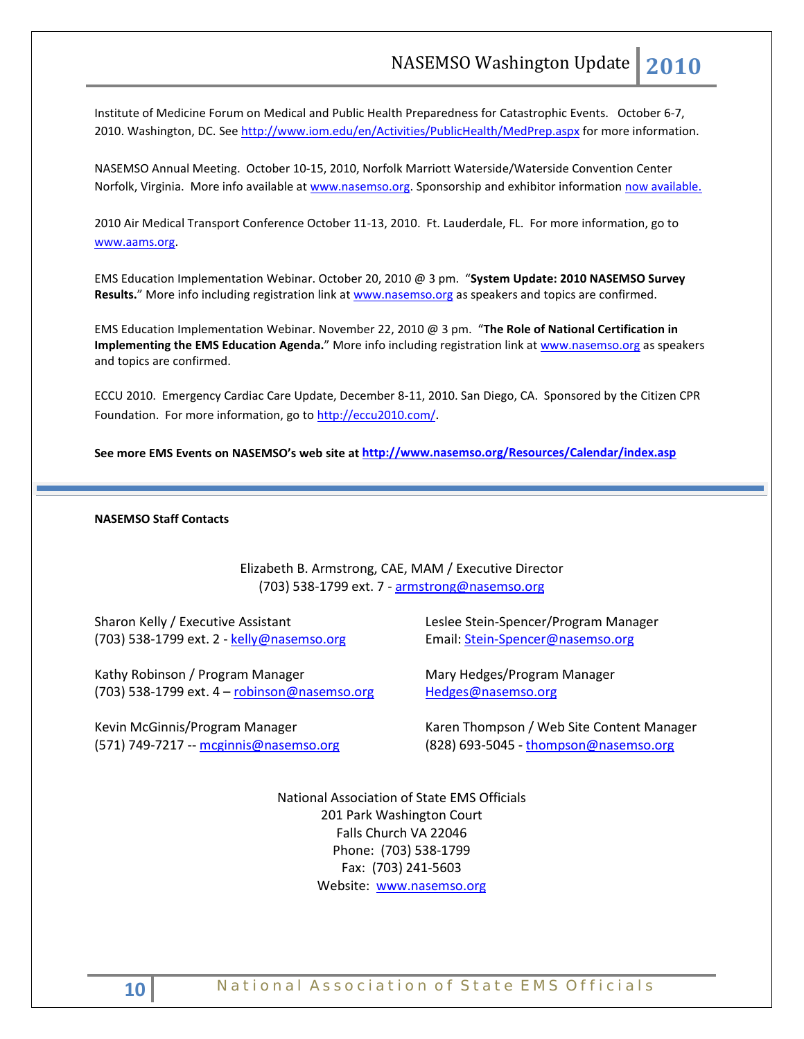Institute of Medicine Forum on Medical and Public Health Preparedness for Catastrophic Events. October 6-7, 2010. Washington, DC. See http://www.iom.edu/en/Activities/PublicHealth/MedPrep.aspx for more information.

NASEMSO Annual Meeting. October 10-15, 2010, Norfolk Marriott Waterside/Waterside Convention Center Norfolk, Virginia. More info available at www.nasemso.org. Sponsorship and exhibitor information now available.

2010 Air Medical Transport Conference October 11-13, 2010. Ft. Lauderdale, FL. For more information, go to www.aams.org.

EMS Education Implementation Webinar. October 20, 2010 @ 3 pm. "**System Update: 2010 NASEMSO Survey Results.**" More info including registration link at www.nasemso.org as speakers and topics are confirmed.

EMS Education Implementation Webinar. November 22, 2010 @ 3 pm. "**The Role of National Certification in Implementing the EMS Education Agenda.**" More info including registration link at www.nasemso.org as speakers and topics are confirmed.

ECCU 2010. Emergency Cardiac Care Update, December 8-11, 2010. San Diego, CA. Sponsored by the Citizen CPR Foundation. For more information, go to http://eccu2010.com/.

**See more EMS Events on NASEMSO's web site at http://www.nasemso.org/Resources/Calendar/index.asp**

---

**NASEMSO Staff Contacts**

Elizabeth B. Armstrong, CAE, MAM / Executive Director
(703) 538-1799 ext. 7 - armstrong@nasemso.org

Sharon Kelly / Executive Assistant
(703) 538-1799 ext. 2 - kelly@nasemso.org

Kathy Robinson / Program Manager
(703) 538-1799 ext. 4 – robinson@nasemso.org

Kevin McGinnis/Program Manager
(571) 749-7217 -- mcginnis@nasemso.org

Leslee Stein-Spencer/Program Manager
Email: Stein-Spencer@nasemso.org

Mary Hedges/Program Manager
Hedges@nasemso.org

Karen Thompson / Web Site Content Manager
(828) 693-5045 - thompson@nasemso.org

National Association of State EMS Officials
201 Park Washington Court
Falls Church VA 22046
Phone: (703) 538-1799
Fax: (703) 241-5603
Website: www.nasemso.org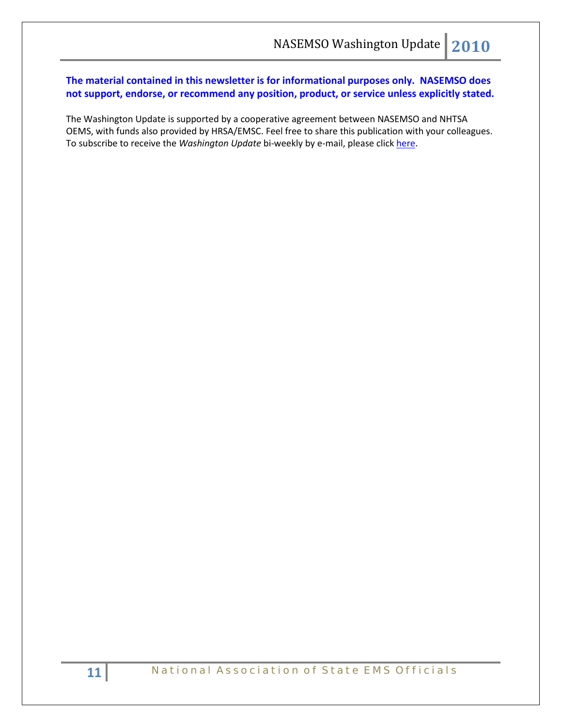**The material contained in this newsletter is for informational purposes only. NASEMSO does not support, endorse, or recommend any position, product, or service unless explicitly stated.**

The Washington Update is supported by a cooperative agreement between NASEMSO and NHTSA OEMS, with funds also provided by HRSA/EMSC. Feel free to share this publication with your colleagues. To subscribe to receive the *Washington Update* bi-weekly by e-mail, please click here.